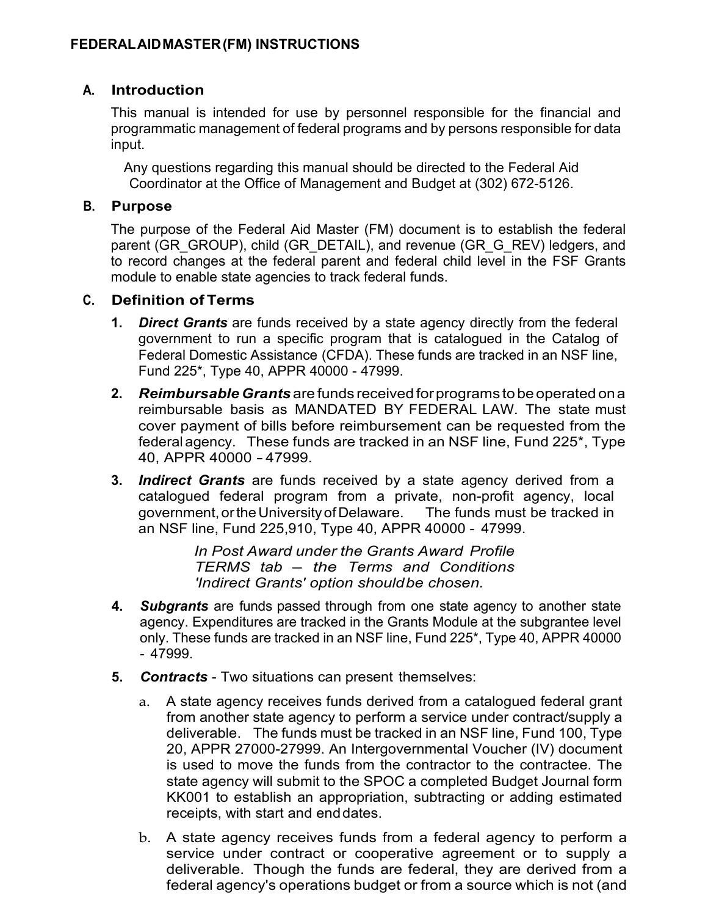# FEDERAL AID MASTER (FM) INSTRUCTIONS

## A. Introduction

This manual is intended for use by personnel responsible for the financial and programmatic management of federal programs and by persons responsible for data input.

Any questions regarding this manual should be directed to the Federal Aid Coordinator at the Office of Management and Budget at (302) 672-5126.

## B. Purpose

The purpose of the Federal Aid Master (FM) document is to establish the federal parent (GR_GROUP), child (GR_DETAIL), and revenue (GR_G_REV) ledgers, and to record changes at the federal parent and federal child level in the FSF Grants module to enable state agencies to track federal funds.

## C. Definition of Terms

1. ***Direct Grants*** are funds received by a state agency directly from the federal government to run a specific program that is catalogued in the Catalog of Federal Domestic Assistance (CFDA). These funds are tracked in an NSF line, Fund 225*, Type 40, APPR 40000 - 47999.

2. ***Reimbursable Grants*** are funds received for programs to be operated on a reimbursable basis as MANDATED BY FEDERAL LAW. The state must cover payment of bills before reimbursement can be requested from the federal agency. These funds are tracked in an NSF line, Fund 225*, Type 40, APPR 40000 – 47999.

3. ***Indirect Grants*** are funds received by a state agency derived from a catalogued federal program from a private, non-profit agency, local government, or the University of Delaware. The funds must be tracked in an NSF line, Fund 225,910, Type 40, APPR 40000 - 47999.

   *In Post Award under the Grants Award Profile TERMS tab – the Terms and Conditions 'Indirect Grants' option should be chosen.*

4. ***Subgrants*** are funds passed through from one state agency to another state agency. Expenditures are tracked in the Grants Module at the subgrantee level only. These funds are tracked in an NSF line, Fund 225*, Type 40, APPR 40000 - 47999.

5. ***Contracts*** - Two situations can present themselves:

   a. A state agency receives funds derived from a catalogued federal grant from another state agency to perform a service under contract/supply a deliverable. The funds must be tracked in an NSF line, Fund 100, Type 20, APPR 27000-27999. An Intergovernmental Voucher (IV) document is used to move the funds from the contractor to the contractee. The state agency will submit to the SPOC a completed Budget Journal form KK001 to establish an appropriation, subtracting or adding estimated receipts, with start and end dates.

   b. A state agency receives funds from a federal agency to perform a service under contract or cooperative agreement or to supply a deliverable. Though the funds are federal, they are derived from a federal agency's operations budget or from a source which is not (and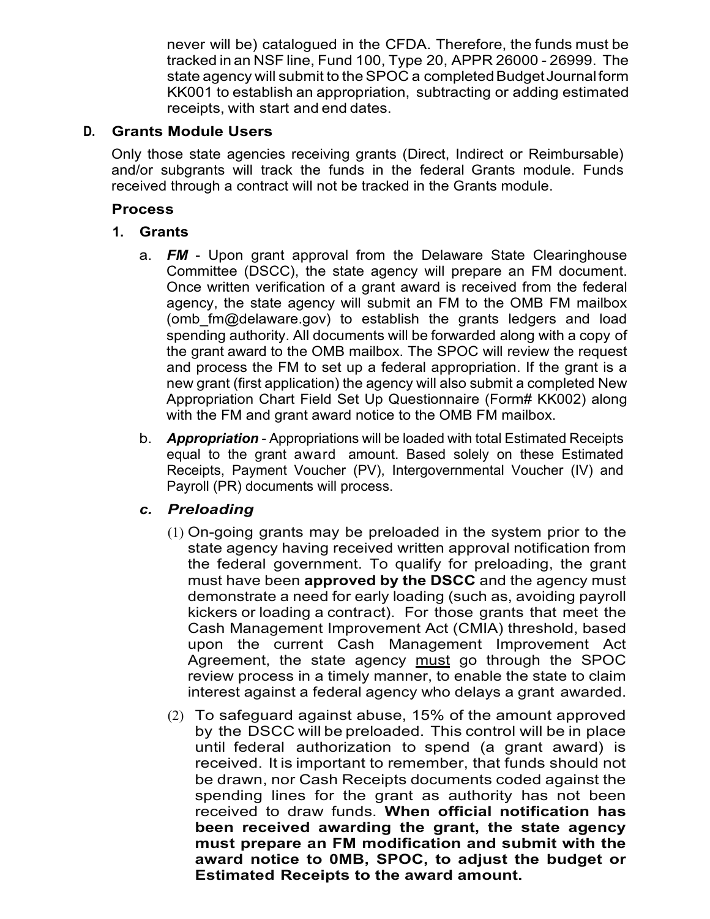never will be) catalogued in the CFDA. Therefore, the funds must be tracked in an NSF line, Fund 100, Type 20, APPR 26000 - 26999. The state agency will submit to the SPOC a completed Budget Journal form KK001 to establish an appropriation, subtracting or adding estimated receipts, with start and end dates.

## D. Grants Module Users

Only those state agencies receiving grants (Direct, Indirect or Reimbursable) and/or subgrants will track the funds in the federal Grants module. Funds received through a contract will not be tracked in the Grants module.

### Process

#### 1. Grants

a. ***FM*** - Upon grant approval from the Delaware State Clearinghouse Committee (DSCC), the state agency will prepare an FM document. Once written verification of a grant award is received from the federal agency, the state agency will submit an FM to the OMB FM mailbox (omb_fm@delaware.gov) to establish the grants ledgers and load spending authority. All documents will be forwarded along with a copy of the grant award to the OMB mailbox. The SPOC will review the request and process the FM to set up a federal appropriation. If the grant is a new grant (first application) the agency will also submit a completed New Appropriation Chart Field Set Up Questionnaire (Form# KK002) along with the FM and grant award notice to the OMB FM mailbox.

b. ***Appropriation*** - Appropriations will be loaded with total Estimated Receipts equal to the grant award amount. Based solely on these Estimated Receipts, Payment Voucher (PV), Intergovernmental Voucher (IV) and Payroll (PR) documents will process.

***c. Preloading***

(1) On-going grants may be preloaded in the system prior to the state agency having received written approval notification from the federal government. To qualify for preloading, the grant must have been **approved by the DSCC** and the agency must demonstrate a need for early loading (such as, avoiding payroll kickers or loading a contract). For those grants that meet the Cash Management Improvement Act (CMIA) threshold, based upon the current Cash Management Improvement Act Agreement, the state agency <u>must</u> go through the SPOC review process in a timely manner, to enable the state to claim interest against a federal agency who delays a grant awarded.

(2) To safeguard against abuse, 15% of the amount approved by the DSCC will be preloaded. This control will be in place until federal authorization to spend (a grant award) is received. It is important to remember, that funds should not be drawn, nor Cash Receipts documents coded against the spending lines for the grant as authority has not been received to draw funds. **When official notification has been received awarding the grant, the state agency must prepare an FM modification and submit with the award notice to 0MB, SPOC, to adjust the budget or Estimated Receipts to the award amount.**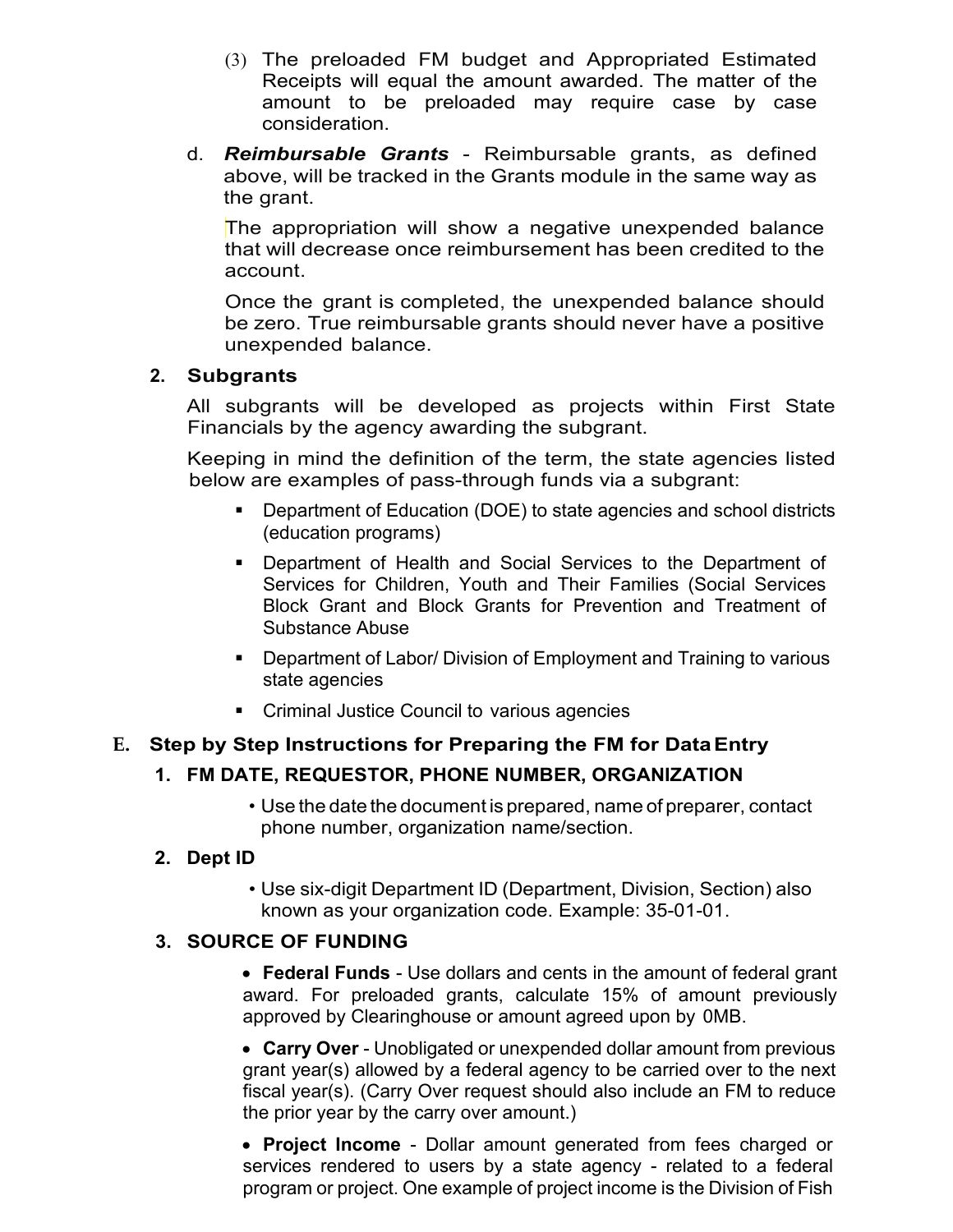(3) The preloaded FM budget and Appropriated Estimated Receipts will equal the amount awarded. The matter of the amount to be preloaded may require case by case consideration.

d. ***Reimbursable Grants*** - Reimbursable grants, as defined above, will be tracked in the Grants module in the same way as the grant.

The appropriation will show a negative unexpended balance that will decrease once reimbursement has been credited to the account.

Once the grant is completed, the unexpended balance should be zero. True reimbursable grants should never have a positive unexpended balance.

**2. Subgrants**

All subgrants will be developed as projects within First State Financials by the agency awarding the subgrant.

Keeping in mind the definition of the term, the state agencies listed below are examples of pass-through funds via a subgrant:

- Department of Education (DOE) to state agencies and school districts (education programs)
- Department of Health and Social Services to the Department of Services for Children, Youth and Their Families (Social Services Block Grant and Block Grants for Prevention and Treatment of Substance Abuse
- Department of Labor/ Division of Employment and Training to various state agencies
- Criminal Justice Council to various agencies

## E. Step by Step Instructions for Preparing the FM for Data Entry

### 1. FM DATE, REQUESTOR, PHONE NUMBER, ORGANIZATION

- Use the date the document is prepared, name of preparer, contact phone number, organization name/section.

### 2. Dept ID

- Use six-digit Department ID (Department, Division, Section) also known as your organization code. Example: 35-01-01.

### 3. SOURCE OF FUNDING

- **Federal Funds** - Use dollars and cents in the amount of federal grant award. For preloaded grants, calculate 15% of amount previously approved by Clearinghouse or amount agreed upon by 0MB.

- **Carry Over** - Unobligated or unexpended dollar amount from previous grant year(s) allowed by a federal agency to be carried over to the next fiscal year(s). (Carry Over request should also include an FM to reduce the prior year by the carry over amount.)

- **Project Income** - Dollar amount generated from fees charged or services rendered to users by a state agency - related to a federal program or project. One example of project income is the Division of Fish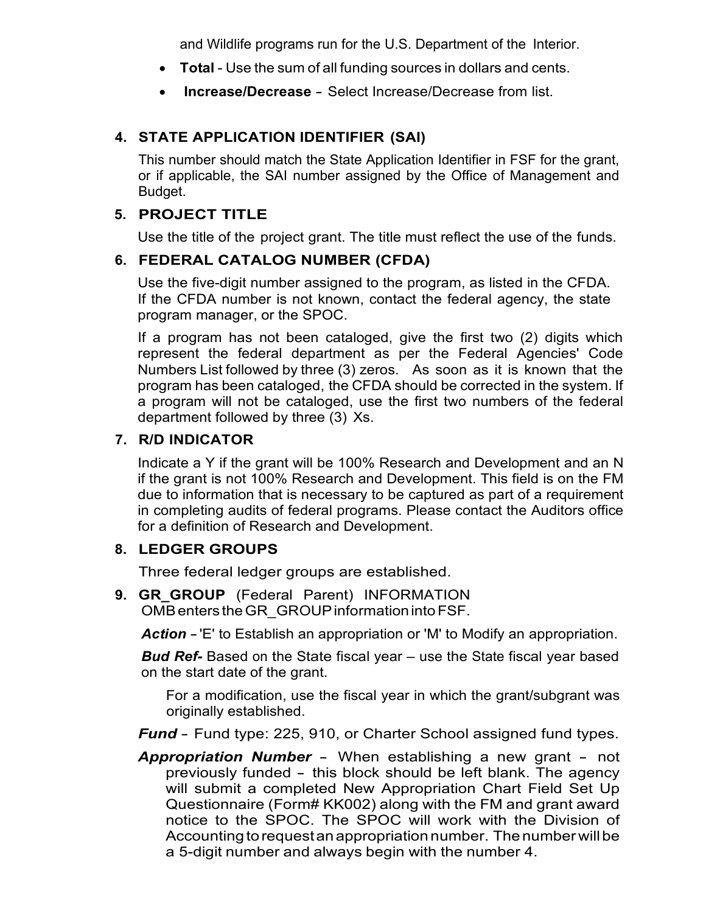and Wildlife programs run for the U.S. Department of the Interior.

- **Total** - Use the sum of all funding sources in dollars and cents.
- **Increase/Decrease** - Select Increase/Decrease from list.

**4. STATE APPLICATION IDENTIFIER (SAI)**

This number should match the State Application Identifier in FSF for the grant, or if applicable, the SAI number assigned by the Office of Management and Budget.

**5. PROJECT TITLE**

Use the title of the project grant. The title must reflect the use of the funds.

**6. FEDERAL CATALOG NUMBER (CFDA)**

Use the five-digit number assigned to the program, as listed in the CFDA. If the CFDA number is not known, contact the federal agency, the state program manager, or the SPOC.

If a program has not been cataloged, give the first two (2) digits which represent the federal department as per the Federal Agencies' Code Numbers List followed by three (3) zeros. As soon as it is known that the program has been cataloged, the CFDA should be corrected in the system. If a program will not be cataloged, use the first two numbers of the federal department followed by three (3) Xs.

**7. R/D INDICATOR**

Indicate a Y if the grant will be 100% Research and Development and an N if the grant is not 100% Research and Development. This field is on the FM due to information that is necessary to be captured as part of a requirement in completing audits of federal programs. Please contact the Auditors office for a definition of Research and Development.

**8. LEDGER GROUPS**

Three federal ledger groups are established.

**9. GR_GROUP** (Federal Parent) INFORMATION
OMB enters the GR_GROUP information into FSF.

***Action*** - 'E' to Establish an appropriation or 'M' to Modify an appropriation.

***Bud Ref-*** Based on the State fiscal year – use the State fiscal year based on the start date of the grant.

For a modification, use the fiscal year in which the grant/subgrant was originally established.

***Fund*** - Fund type: 225, 910, or Charter School assigned fund types.

***Appropriation Number*** - When establishing a new grant - not previously funded - this block should be left blank. The agency will submit a completed New Appropriation Chart Field Set Up Questionnaire (Form# KK002) along with the FM and grant award notice to the SPOC. The SPOC will work with the Division of Accounting to request an appropriation number. The number will be a 5-digit number and always begin with the number 4.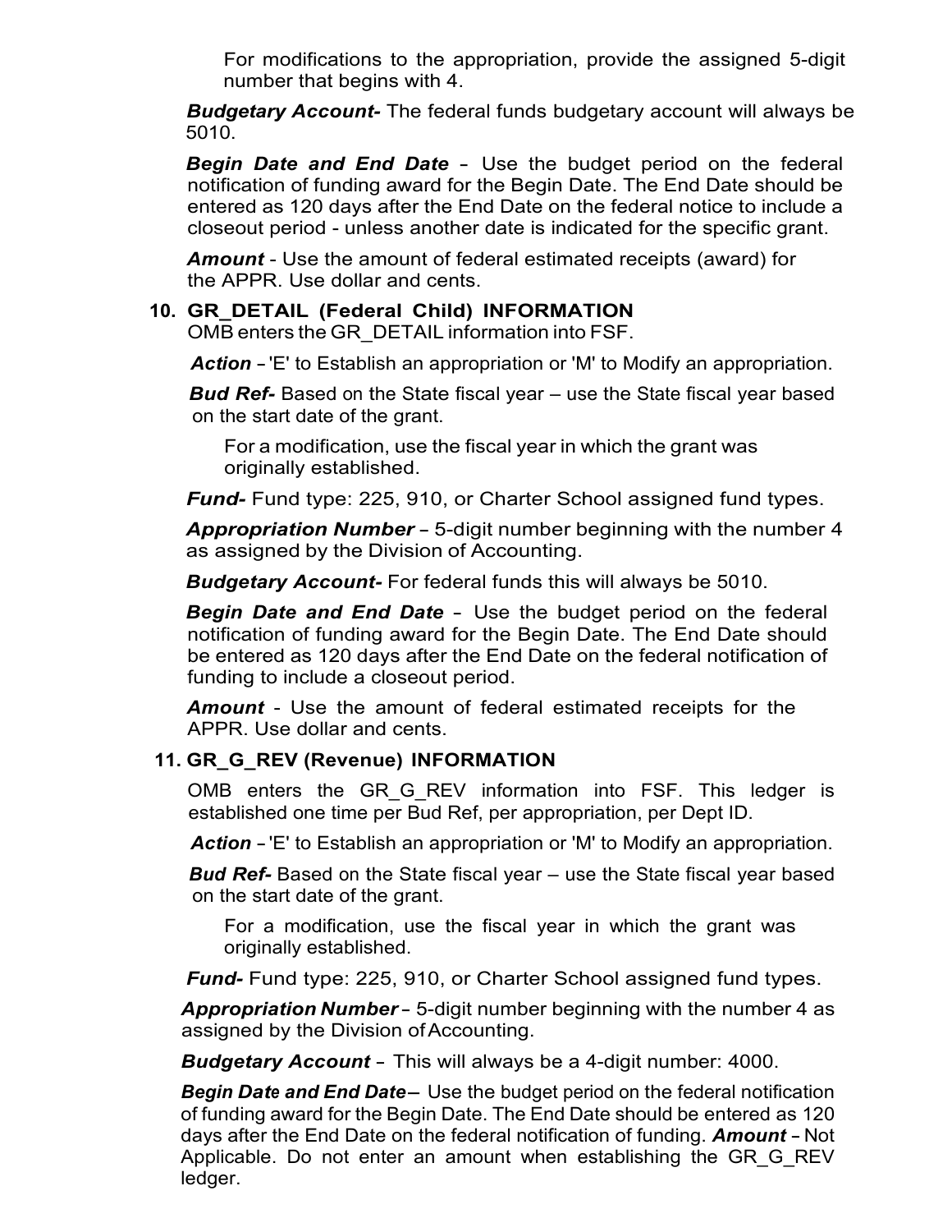For modifications to the appropriation, provide the assigned 5-digit number that begins with 4.

***Budgetary Account-*** The federal funds budgetary account will always be 5010.

***Begin Date and End Date*** - Use the budget period on the federal notification of funding award for the Begin Date. The End Date should be entered as 120 days after the End Date on the federal notice to include a closeout period - unless another date is indicated for the specific grant.

***Amount*** - Use the amount of federal estimated receipts (award) for the APPR. Use dollar and cents.

**10. GR_DETAIL (Federal Child) INFORMATION**

OMB enters the GR_DETAIL information into FSF.

***Action*** - 'E' to Establish an appropriation or 'M' to Modify an appropriation.

***Bud Ref-*** Based on the State fiscal year – use the State fiscal year based on the start date of the grant.

For a modification, use the fiscal year in which the grant was originally established.

***Fund-*** Fund type: 225, 910, or Charter School assigned fund types.

***Appropriation Number*** - 5-digit number beginning with the number 4 as assigned by the Division of Accounting.

***Budgetary Account-*** For federal funds this will always be 5010.

***Begin Date and End Date*** - Use the budget period on the federal notification of funding award for the Begin Date. The End Date should be entered as 120 days after the End Date on the federal notification of funding to include a closeout period.

***Amount*** - Use the amount of federal estimated receipts for the APPR. Use dollar and cents.

**11. GR_G_REV (Revenue) INFORMATION**

OMB enters the GR_G_REV information into FSF. This ledger is established one time per Bud Ref, per appropriation, per Dept ID.

***Action*** - 'E' to Establish an appropriation or 'M' to Modify an appropriation.

***Bud Ref-*** Based on the State fiscal year – use the State fiscal year based on the start date of the grant.

For a modification, use the fiscal year in which the grant was originally established.

***Fund-*** Fund type: 225, 910, or Charter School assigned fund types.

***Appropriation Number*** - 5-digit number beginning with the number 4 as assigned by the Division of Accounting.

***Budgetary Account*** - This will always be a 4-digit number: 4000.

***Begin Date and End Date*** – Use the budget period on the federal notification of funding award for the Begin Date. The End Date should be entered as 120 days after the End Date on the federal notification of funding. ***Amount*** - Not Applicable. Do not enter an amount when establishing the GR_G_REV ledger.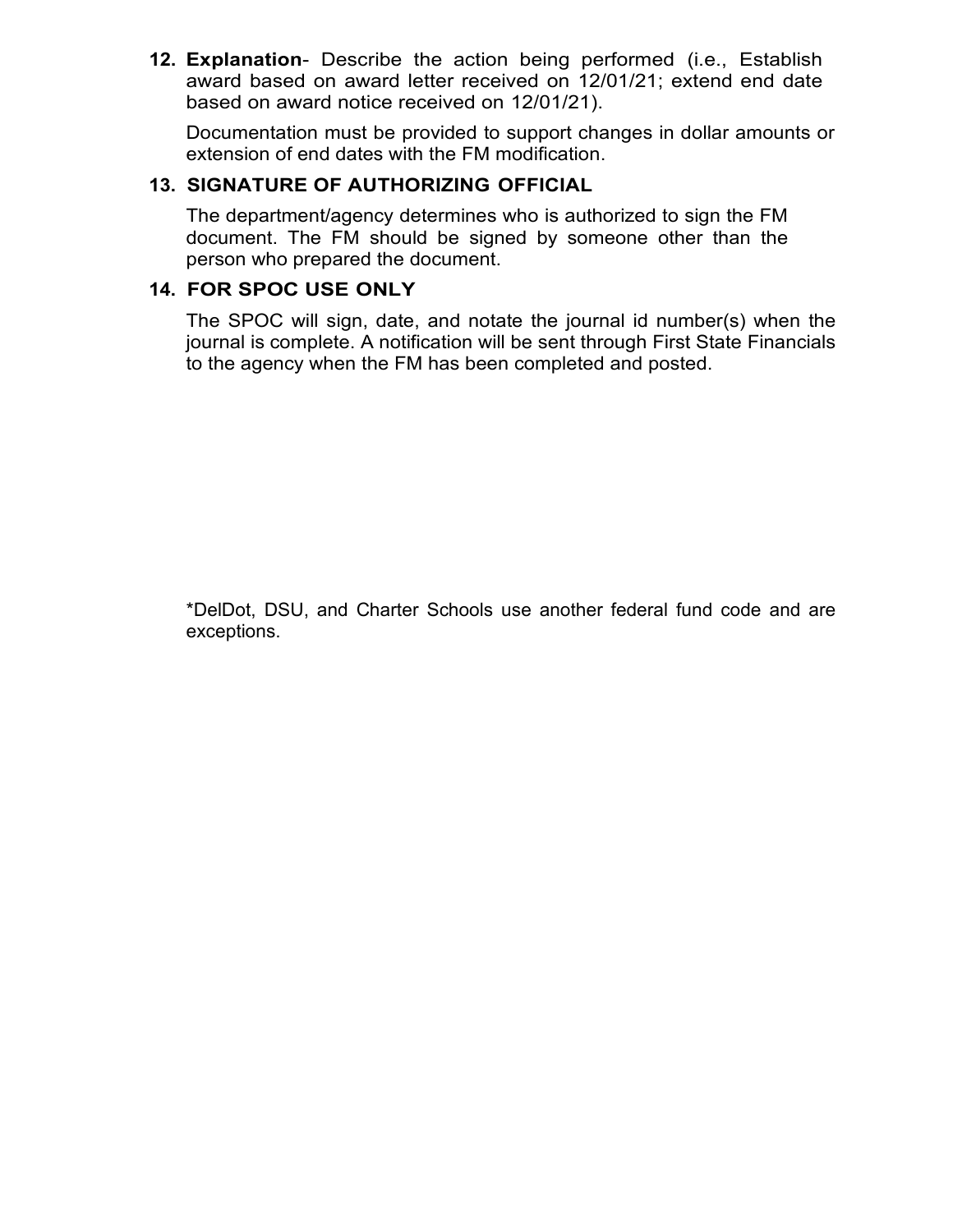12. **Explanation**- Describe the action being performed (i.e., Establish award based on award letter received on 12/01/21; extend end date based on award notice received on 12/01/21).

    Documentation must be provided to support changes in dollar amounts or extension of end dates with the FM modification.

### 13. SIGNATURE OF AUTHORIZING OFFICIAL

The department/agency determines who is authorized to sign the FM document. The FM should be signed by someone other than the person who prepared the document.

### 14. FOR SPOC USE ONLY

The SPOC will sign, date, and notate the journal id number(s) when the journal is complete. A notification will be sent through First State Financials to the agency when the FM has been completed and posted.

*DelDot, DSU, and Charter Schools use another federal fund code and are exceptions.